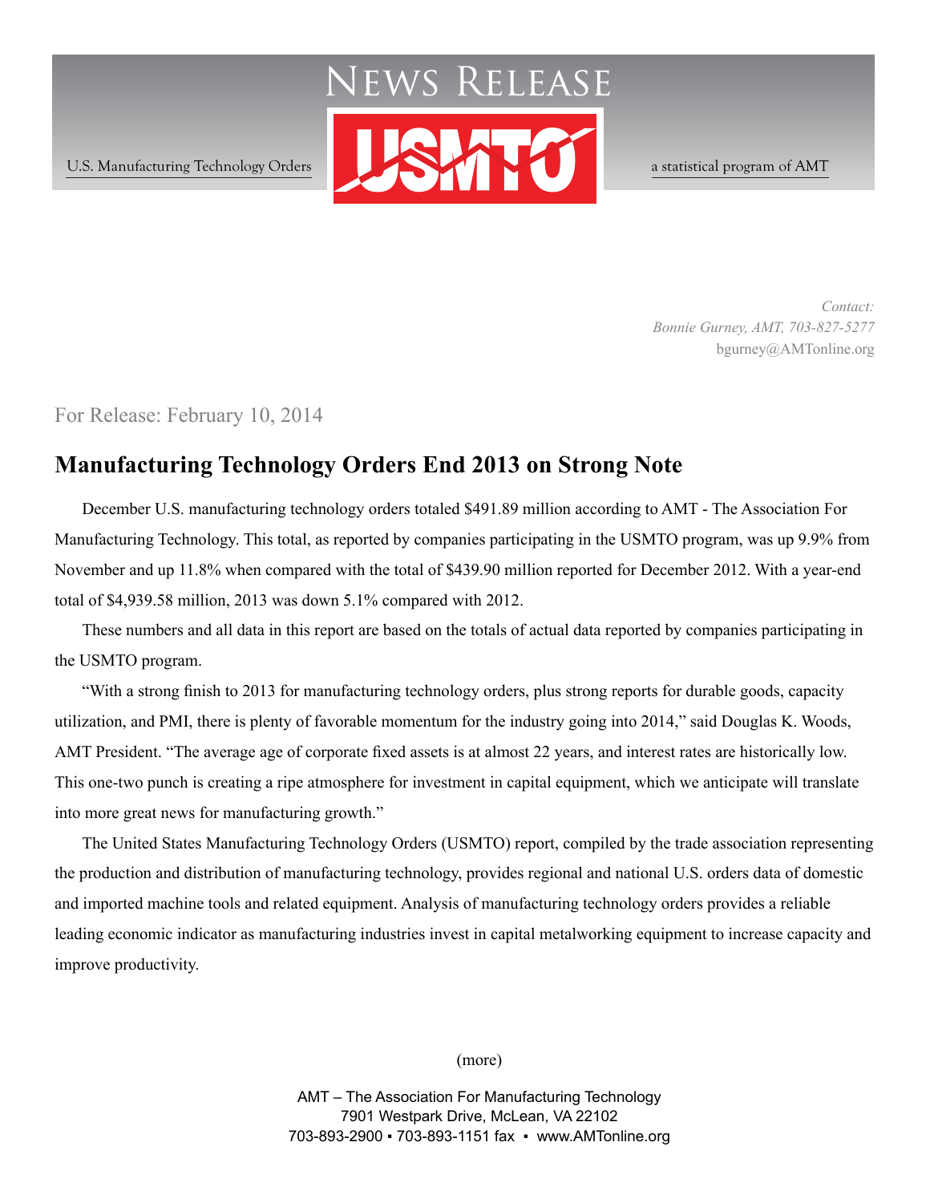# News Release

U.S. Manufacturing Technology Orders

USMTO

a statistical program of AMT

*Contact:*
*Bonnie Gurney, AMT, 703-827-5277*
bgurney@AMTonline.org

For Release: February 10, 2014

## Manufacturing Technology Orders End 2013 on Strong Note

December U.S. manufacturing technology orders totaled $491.89 million according to AMT - The Association For Manufacturing Technology. This total, as reported by companies participating in the USMTO program, was up 9.9% from November and up 11.8% when compared with the total of $439.90 million reported for December 2012. With a year-end total of $4,939.58 million, 2013 was down 5.1% compared with 2012.

These numbers and all data in this report are based on the totals of actual data reported by companies participating in the USMTO program.

"With a strong finish to 2013 for manufacturing technology orders, plus strong reports for durable goods, capacity utilization, and PMI, there is plenty of favorable momentum for the industry going into 2014," said Douglas K. Woods, AMT President. "The average age of corporate fixed assets is at almost 22 years, and interest rates are historically low. This one-two punch is creating a ripe atmosphere for investment in capital equipment, which we anticipate will translate into more great news for manufacturing growth."

The United States Manufacturing Technology Orders (USMTO) report, compiled by the trade association representing the production and distribution of manufacturing technology, provides regional and national U.S. orders data of domestic and imported machine tools and related equipment. Analysis of manufacturing technology orders provides a reliable leading economic indicator as manufacturing industries invest in capital metalworking equipment to increase capacity and improve productivity.

(more)

AMT – The Association For Manufacturing Technology
7901 Westpark Drive, McLean, VA 22102
703-893-2900 ▪ 703-893-1151 fax ▪ www.AMTonline.org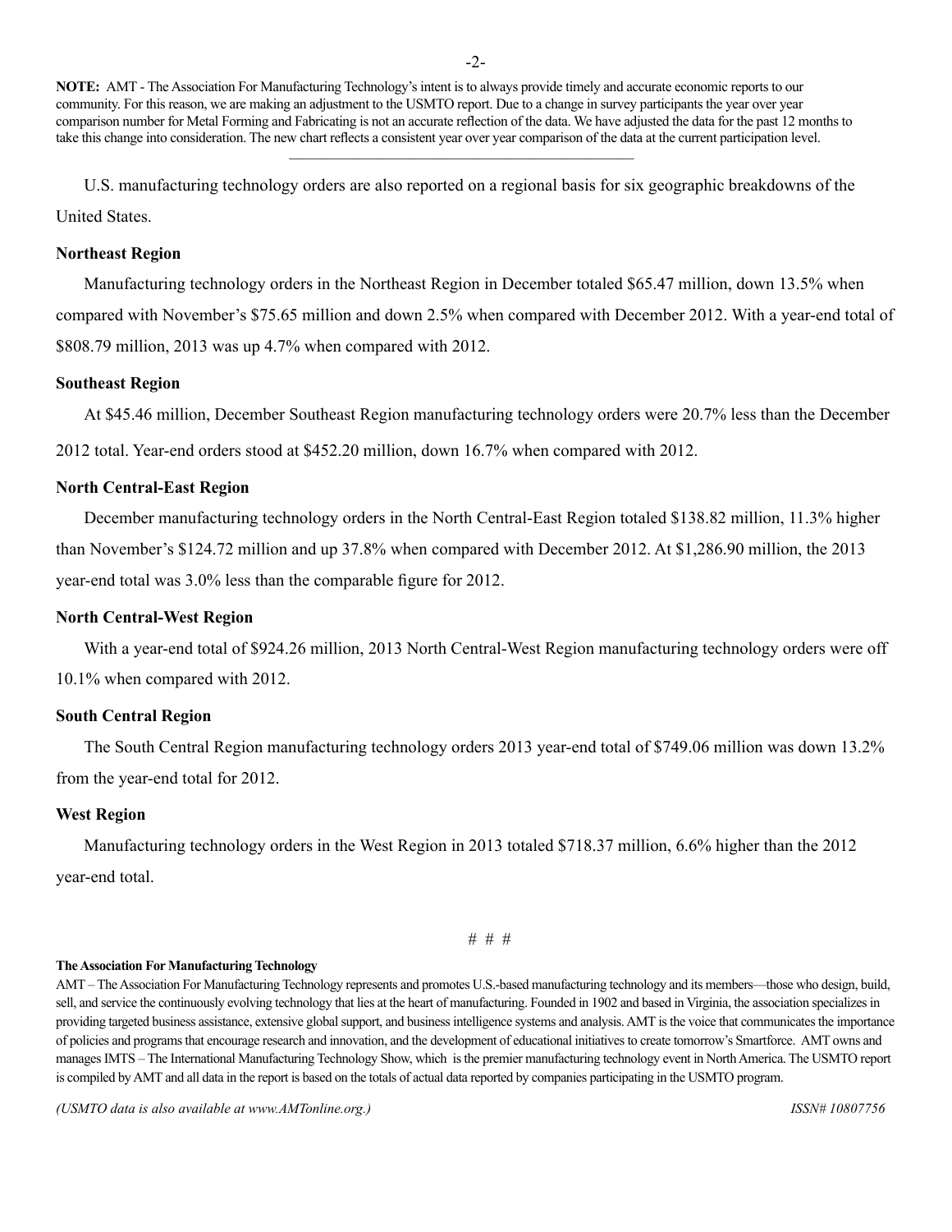**NOTE:** AMT - The Association For Manufacturing Technology's intent is to always provide timely and accurate economic reports to our community. For this reason, we are making an adjustment to the USMTO report. Due to a change in survey participants the year over year comparison number for Metal Forming and Fabricating is not an accurate reflection of the data. We have adjusted the data for the past 12 months to take this change into consideration. The new chart reflects a consistent year over year comparison of the data at the current participation level.

---

U.S. manufacturing technology orders are also reported on a regional basis for six geographic breakdowns of the United States.

**Northeast Region**

Manufacturing technology orders in the Northeast Region in December totaled $65.47 million, down 13.5% when compared with November's $75.65 million and down 2.5% when compared with December 2012. With a year-end total of $808.79 million, 2013 was up 4.7% when compared with 2012.

**Southeast Region**

At $45.46 million, December Southeast Region manufacturing technology orders were 20.7% less than the December 2012 total. Year-end orders stood at $452.20 million, down 16.7% when compared with 2012.

**North Central-East Region**

December manufacturing technology orders in the North Central-East Region totaled $138.82 million, 11.3% higher than November's $124.72 million and up 37.8% when compared with December 2012. At $1,286.90 million, the 2013 year-end total was 3.0% less than the comparable figure for 2012.

**North Central-West Region**

With a year-end total of $924.26 million, 2013 North Central-West Region manufacturing technology orders were off 10.1% when compared with 2012.

**South Central Region**

The South Central Region manufacturing technology orders 2013 year-end total of $749.06 million was down 13.2% from the year-end total for 2012.

**West Region**

Manufacturing technology orders in the West Region in 2013 totaled $718.37 million, 6.6% higher than the 2012 year-end total.

# # #

**The Association For Manufacturing Technology**

AMT – The Association For Manufacturing Technology represents and promotes U.S.-based manufacturing technology and its members—those who design, build, sell, and service the continuously evolving technology that lies at the heart of manufacturing. Founded in 1902 and based in Virginia, the association specializes in providing targeted business assistance, extensive global support, and business intelligence systems and analysis. AMT is the voice that communicates the importance of policies and programs that encourage research and innovation, and the development of educational initiatives to create tomorrow's Smartforce. AMT owns and manages IMTS – The International Manufacturing Technology Show, which is the premier manufacturing technology event in North America. The USMTO report is compiled by AMT and all data in the report is based on the totals of actual data reported by companies participating in the USMTO program.

*(USMTO data is also available at www.AMTonline.org.)* *ISSN# 10807756*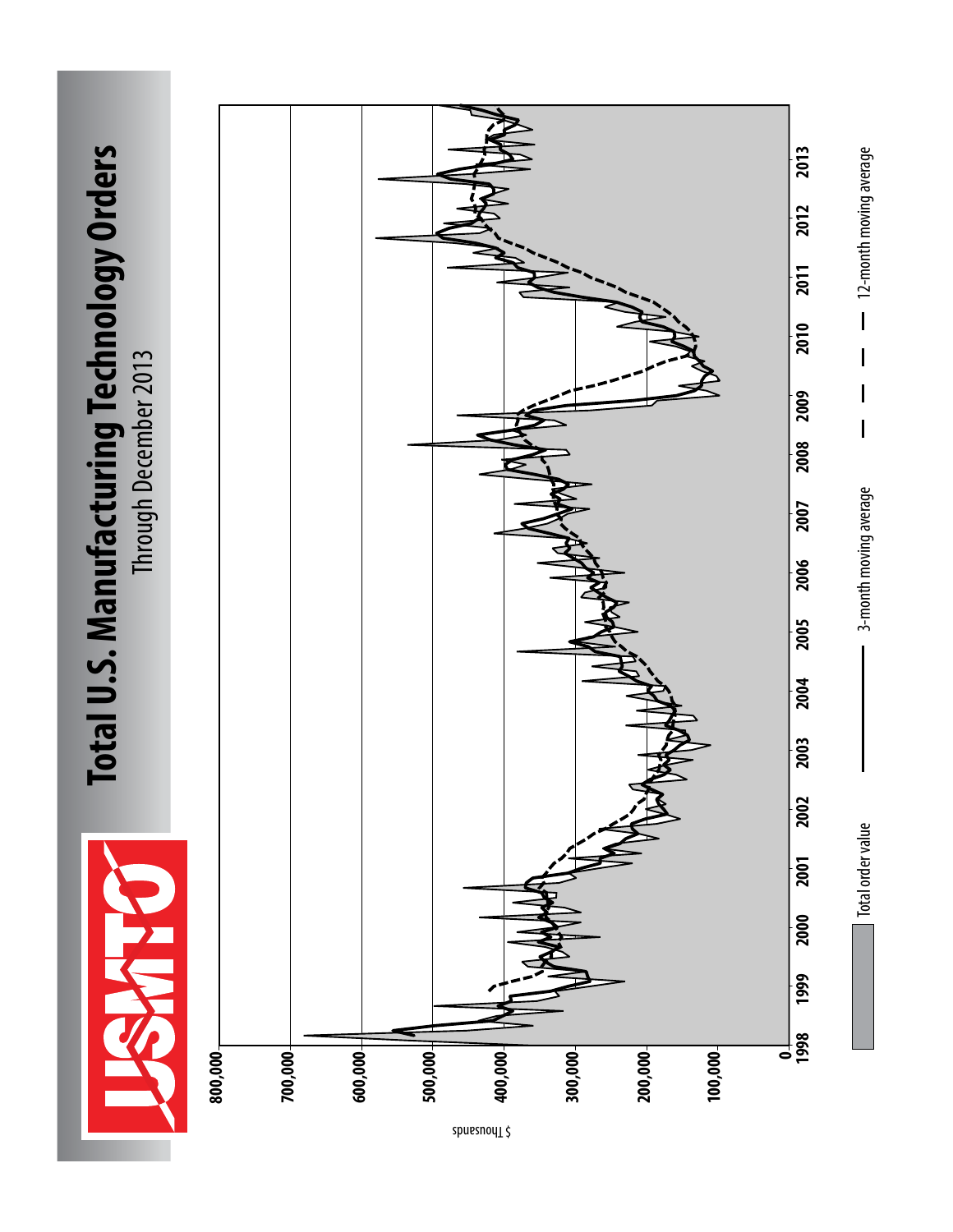# Total U.S. Manufacturing Technology Orders

Through December 2013

$ Thousands

800,000
700,000
600,000
500,000
400,000
300,000
200,000
100,000
0

1998 1999 2000 2001 2002 2003 2004 2005 2006 2007 2008 2009 2010 2011 2012 2013

Total order value — 3-month moving average — 12-month moving average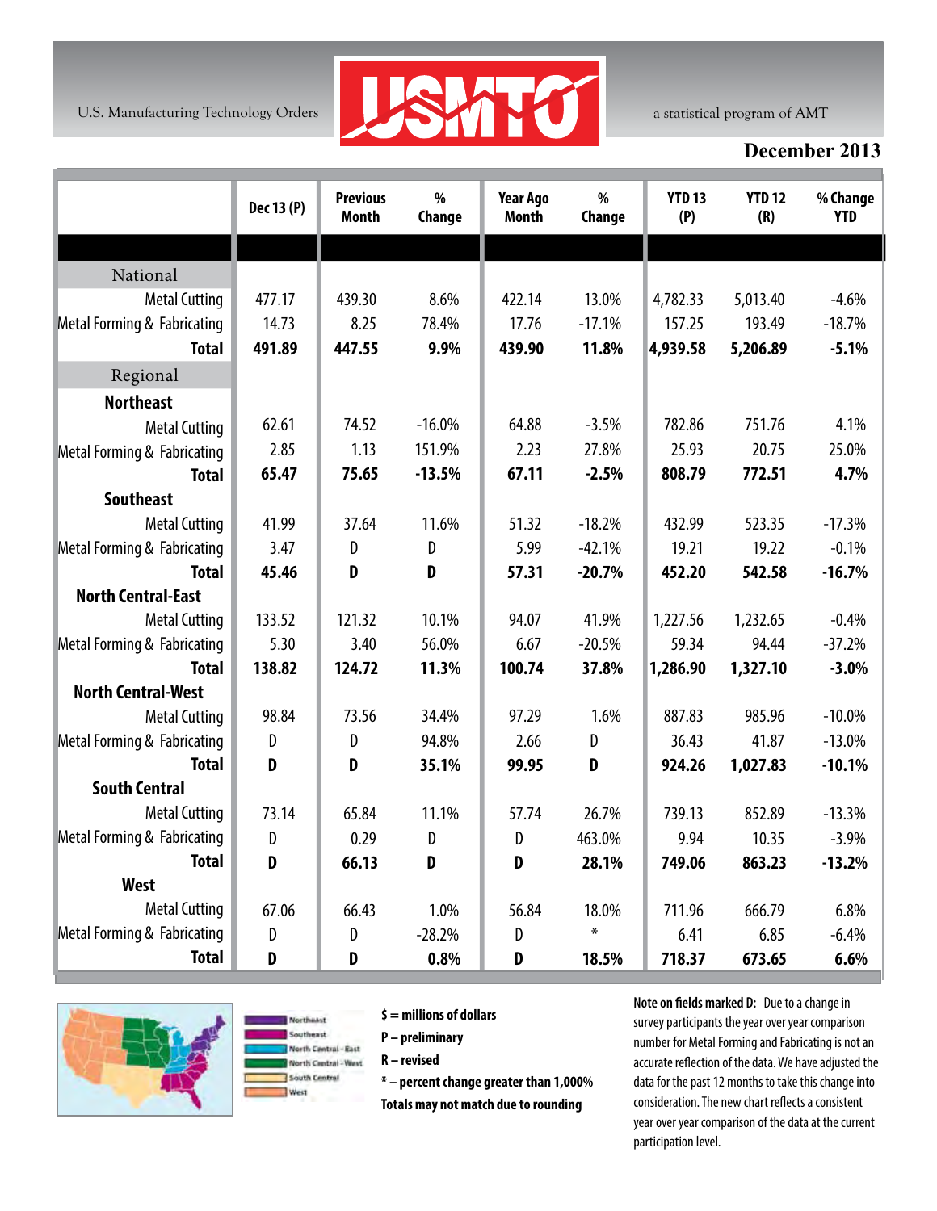U.S. Manufacturing Technology Orders

USMTO

a statistical program of AMT

## December 2013

| | Dec 13 (P) | Previous Month | % Change | Year Ago Month | % Change | YTD 13 (P) | YTD 12 (R) | % Change YTD |
|---|---|---|---|---|---|---|---|---|
| **National** | | | | | | | | |
| Metal Cutting | 477.17 | 439.30 | 8.6% | 422.14 | 13.0% | 4,782.33 | 5,013.40 | -4.6% |
| Metal Forming & Fabricating | 14.73 | 8.25 | 78.4% | 17.76 | -17.1% | 157.25 | 193.49 | -18.7% |
| **Total** | **491.89** | **447.55** | **9.9%** | **439.90** | **11.8%** | **4,939.58** | **5,206.89** | **-5.1%** |
| **Regional** | | | | | | | | |
| **Northeast** | | | | | | | | |
| Metal Cutting | 62.61 | 74.52 | -16.0% | 64.88 | -3.5% | 782.86 | 751.76 | 4.1% |
| Metal Forming & Fabricating | 2.85 | 1.13 | 151.9% | 2.23 | 27.8% | 25.93 | 20.75 | 25.0% |
| **Total** | **65.47** | **75.65** | **-13.5%** | **67.11** | **-2.5%** | **808.79** | **772.51** | **4.7%** |
| **Southeast** | | | | | | | | |
| Metal Cutting | 41.99 | 37.64 | 11.6% | 51.32 | -18.2% | 432.99 | 523.35 | -17.3% |
| Metal Forming & Fabricating | 3.47 | D | D | 5.99 | -42.1% | 19.21 | 19.22 | -0.1% |
| **Total** | **45.46** | **D** | **D** | **57.31** | **-20.7%** | **452.20** | **542.58** | **-16.7%** |
| **North Central-East** | | | | | | | | |
| Metal Cutting | 133.52 | 121.32 | 10.1% | 94.07 | 41.9% | 1,227.56 | 1,232.65 | -0.4% |
| Metal Forming & Fabricating | 5.30 | 3.40 | 56.0% | 6.67 | -20.5% | 59.34 | 94.44 | -37.2% |
| **Total** | **138.82** | **124.72** | **11.3%** | **100.74** | **37.8%** | **1,286.90** | **1,327.10** | **-3.0%** |
| **North Central-West** | | | | | | | | |
| Metal Cutting | 98.84 | 73.56 | 34.4% | 97.29 | 1.6% | 887.83 | 985.96 | -10.0% |
| Metal Forming & Fabricating | D | D | 94.8% | 2.66 | D | 36.43 | 41.87 | -13.0% |
| **Total** | **D** | **D** | **35.1%** | **99.95** | **D** | **924.26** | **1,027.83** | **-10.1%** |
| **South Central** | | | | | | | | |
| Metal Cutting | 73.14 | 65.84 | 11.1% | 57.74 | 26.7% | 739.13 | 852.89 | -13.3% |
| Metal Forming & Fabricating | D | 0.29 | D | D | 463.0% | 9.94 | 10.35 | -3.9% |
| **Total** | **D** | **66.13** | **D** | **D** | **28.1%** | **749.06** | **863.23** | **-13.2%** |
| **West** | | | | | | | | |
| Metal Cutting | 67.06 | 66.43 | 1.0% | 56.84 | 18.0% | 711.96 | 666.79 | 6.8% |
| Metal Forming & Fabricating | D | D | -28.2% | D | * | 6.41 | 6.85 | -6.4% |
| **Total** | **D** | **D** | **0.8%** | **D** | **18.5%** | **718.37** | **673.65** | **6.6%** |

Northeast
Southeast
North Central - East
North Central - West
South Central
West

**$ = millions of dollars**
**P – preliminary**
**R – revised**
**\* – percent change greater than 1,000%**
**Totals may not match due to rounding**

**Note on fields marked D:** Due to a change in survey participants the year over year comparison number for Metal Forming and Fabricating is not an accurate reflection of the data. We have adjusted the data for the past 12 months to take this change into consideration. The new chart reflects a consistent year over year comparison of the data at the current participation level.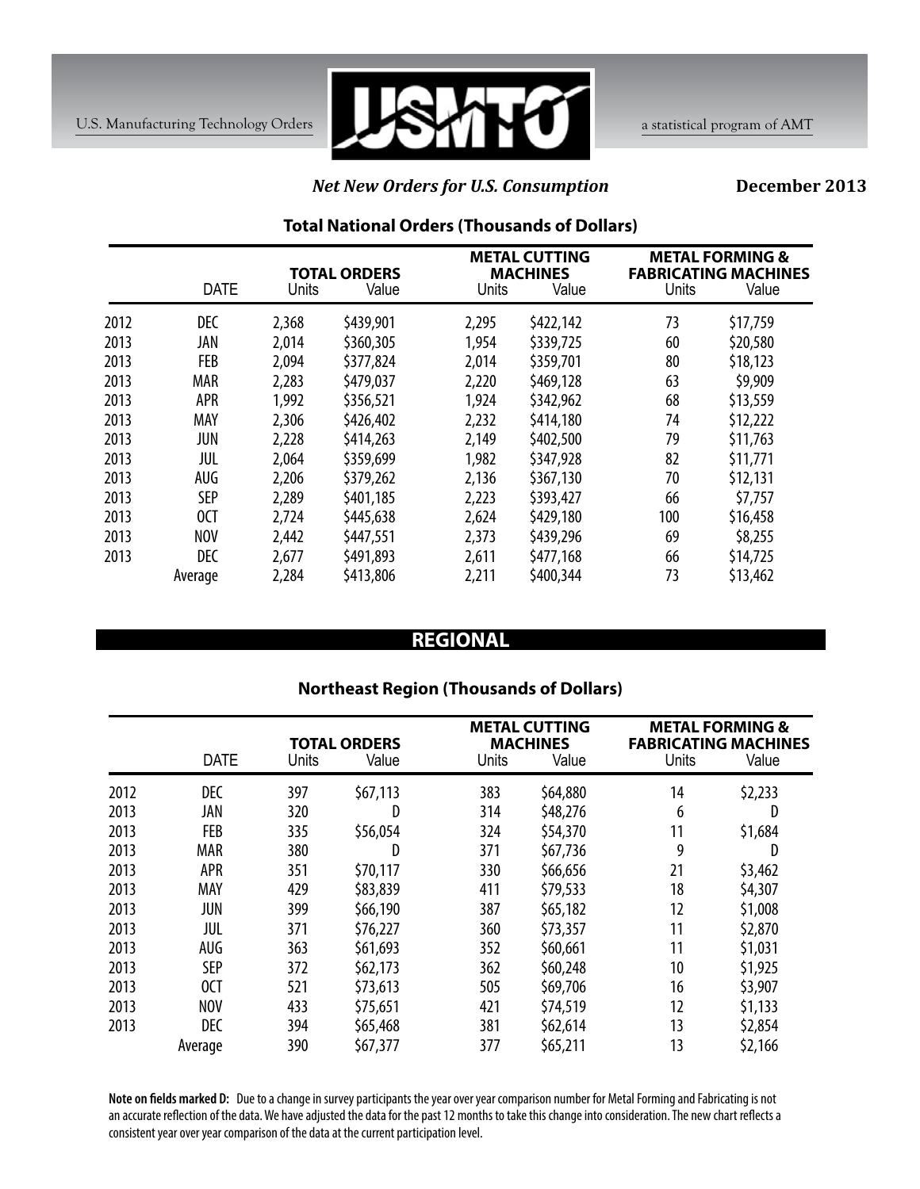U.S. Manufacturing Technology Orders — USMTO — a statistical program of AMT

***Net New Orders for U.S. Consumption*** **December 2013**

### Total National Orders (Thousands of Dollars)

| | DATE | TOTAL ORDERS Units | TOTAL ORDERS Value | METAL CUTTING MACHINES Units | METAL CUTTING MACHINES Value | METAL FORMING & FABRICATING MACHINES Units | METAL FORMING & FABRICATING MACHINES Value |
|---|---|---|---|---|---|---|---|
| 2012 | DEC | 2,368 | $439,901 | 2,295 | $422,142 | 73 | $17,759 |
| 2013 | JAN | 2,014 | $360,305 | 1,954 | $339,725 | 60 | $20,580 |
| 2013 | FEB | 2,094 | $377,824 | 2,014 | $359,701 | 80 | $18,123 |
| 2013 | MAR | 2,283 | $479,037 | 2,220 | $469,128 | 63 | $9,909 |
| 2013 | APR | 1,992 | $356,521 | 1,924 | $342,962 | 68 | $13,559 |
| 2013 | MAY | 2,306 | $426,402 | 2,232 | $414,180 | 74 | $12,222 |
| 2013 | JUN | 2,228 | $414,263 | 2,149 | $402,500 | 79 | $11,763 |
| 2013 | JUL | 2,064 | $359,699 | 1,982 | $347,928 | 82 | $11,771 |
| 2013 | AUG | 2,206 | $379,262 | 2,136 | $367,130 | 70 | $12,131 |
| 2013 | SEP | 2,289 | $401,185 | 2,223 | $393,427 | 66 | $7,757 |
| 2013 | OCT | 2,724 | $445,638 | 2,624 | $429,180 | 100 | $16,458 |
| 2013 | NOV | 2,442 | $447,551 | 2,373 | $439,296 | 69 | $8,255 |
| 2013 | DEC | 2,677 | $491,893 | 2,611 | $477,168 | 66 | $14,725 |
| | Average | 2,284 | $413,806 | 2,211 | $400,344 | 73 | $13,462 |

## REGIONAL

### Northeast Region (Thousands of Dollars)

| | DATE | TOTAL ORDERS Units | TOTAL ORDERS Value | METAL CUTTING MACHINES Units | METAL CUTTING MACHINES Value | METAL FORMING & FABRICATING MACHINES Units | METAL FORMING & FABRICATING MACHINES Value |
|---|---|---|---|---|---|---|---|
| 2012 | DEC | 397 | $67,113 | 383 | $64,880 | 14 | $2,233 |
| 2013 | JAN | 320 | D | 314 | $48,276 | 6 | D |
| 2013 | FEB | 335 | $56,054 | 324 | $54,370 | 11 | $1,684 |
| 2013 | MAR | 380 | D | 371 | $67,736 | 9 | D |
| 2013 | APR | 351 | $70,117 | 330 | $66,656 | 21 | $3,462 |
| 2013 | MAY | 429 | $83,839 | 411 | $79,533 | 18 | $4,307 |
| 2013 | JUN | 399 | $66,190 | 387 | $65,182 | 12 | $1,008 |
| 2013 | JUL | 371 | $76,227 | 360 | $73,357 | 11 | $2,870 |
| 2013 | AUG | 363 | $61,693 | 352 | $60,661 | 11 | $1,031 |
| 2013 | SEP | 372 | $62,173 | 362 | $60,248 | 10 | $1,925 |
| 2013 | OCT | 521 | $73,613 | 505 | $69,706 | 16 | $3,907 |
| 2013 | NOV | 433 | $75,651 | 421 | $74,519 | 12 | $1,133 |
| 2013 | DEC | 394 | $65,468 | 381 | $62,614 | 13 | $2,854 |
| | Average | 390 | $67,377 | 377 | $65,211 | 13 | $2,166 |

**Note on fields marked D:** Due to a change in survey participants the year over year comparison number for Metal Forming and Fabricating is not an accurate reflection of the data. We have adjusted the data for the past 12 months to take this change into consideration. The new chart reflects a consistent year over year comparison of the data at the current participation level.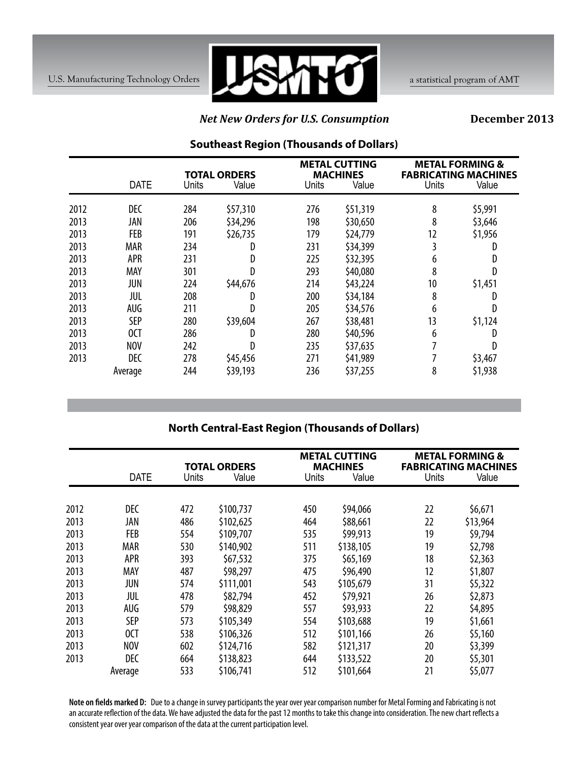U.S. Manufacturing Technology Orders — USMTO — a statistical program of AMT

***Net New Orders for U.S. Consumption*** **December 2013**

## Southeast Region (Thousands of Dollars)

| | DATE | TOTAL ORDERS Units | TOTAL ORDERS Value | METAL CUTTING MACHINES Units | METAL CUTTING MACHINES Value | METAL FORMING & FABRICATING MACHINES Units | METAL FORMING & FABRICATING MACHINES Value |
|---|---|---|---|---|---|---|---|
| 2012 | DEC | 284 | $57,310 | 276 | $51,319 | 8 | $5,991 |
| 2013 | JAN | 206 | $34,296 | 198 | $30,650 | 8 | $3,646 |
| 2013 | FEB | 191 | $26,735 | 179 | $24,779 | 12 | $1,956 |
| 2013 | MAR | 234 | D | 231 | $34,399 | 3 | D |
| 2013 | APR | 231 | D | 225 | $32,395 | 6 | D |
| 2013 | MAY | 301 | D | 293 | $40,080 | 8 | D |
| 2013 | JUN | 224 | $44,676 | 214 | $43,224 | 10 | $1,451 |
| 2013 | JUL | 208 | D | 200 | $34,184 | 8 | D |
| 2013 | AUG | 211 | D | 205 | $34,576 | 6 | D |
| 2013 | SEP | 280 | $39,604 | 267 | $38,481 | 13 | $1,124 |
| 2013 | OCT | 286 | D | 280 | $40,596 | 6 | D |
| 2013 | NOV | 242 | D | 235 | $37,635 | 7 | D |
| 2013 | DEC | 278 | $45,456 | 271 | $41,989 | 7 | $3,467 |
| | Average | 244 | $39,193 | 236 | $37,255 | 8 | $1,938 |

## North Central-East Region (Thousands of Dollars)

| | DATE | TOTAL ORDERS Units | TOTAL ORDERS Value | METAL CUTTING MACHINES Units | METAL CUTTING MACHINES Value | METAL FORMING & FABRICATING MACHINES Units | METAL FORMING & FABRICATING MACHINES Value |
|---|---|---|---|---|---|---|---|
| 2012 | DEC | 472 | $100,737 | 450 | $94,066 | 22 | $6,671 |
| 2013 | JAN | 486 | $102,625 | 464 | $88,661 | 22 | $13,964 |
| 2013 | FEB | 554 | $109,707 | 535 | $99,913 | 19 | $9,794 |
| 2013 | MAR | 530 | $140,902 | 511 | $138,105 | 19 | $2,798 |
| 2013 | APR | 393 | $67,532 | 375 | $65,169 | 18 | $2,363 |
| 2013 | MAY | 487 | $98,297 | 475 | $96,490 | 12 | $1,807 |
| 2013 | JUN | 574 | $111,001 | 543 | $105,679 | 31 | $5,322 |
| 2013 | JUL | 478 | $82,794 | 452 | $79,921 | 26 | $2,873 |
| 2013 | AUG | 579 | $98,829 | 557 | $93,933 | 22 | $4,895 |
| 2013 | SEP | 573 | $105,349 | 554 | $103,688 | 19 | $1,661 |
| 2013 | OCT | 538 | $106,326 | 512 | $101,166 | 26 | $5,160 |
| 2013 | NOV | 602 | $124,716 | 582 | $121,317 | 20 | $3,399 |
| 2013 | DEC | 664 | $138,823 | 644 | $133,522 | 20 | $5,301 |
| | Average | 533 | $106,741 | 512 | $101,664 | 21 | $5,077 |

**Note on fields marked D:** Due to a change in survey participants the year over year comparison number for Metal Forming and Fabricating is not an accurate reflection of the data. We have adjusted the data for the past 12 months to take this change into consideration. The new chart reflects a consistent year over year comparison of the data at the current participation level.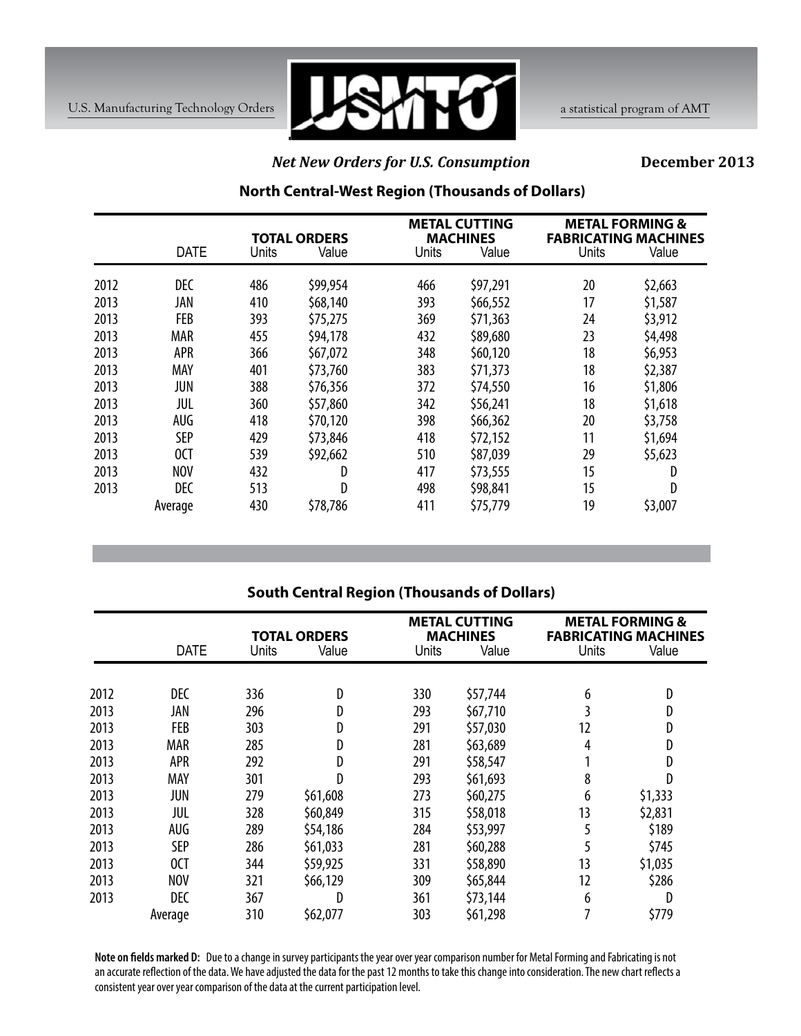U.S. Manufacturing Technology Orders — USMTO — a statistical program of AMT

***Net New Orders for U.S. Consumption*** **December 2013**

## North Central-West Region (Thousands of Dollars)

| | DATE | TOTAL ORDERS Units | TOTAL ORDERS Value | METAL CUTTING MACHINES Units | METAL CUTTING MACHINES Value | METAL FORMING & FABRICATING MACHINES Units | METAL FORMING & FABRICATING MACHINES Value |
|---|---|---|---|---|---|---|---|
| 2012 | DEC | 486 | $99,954 | 466 | $97,291 | 20 | $2,663 |
| 2013 | JAN | 410 | $68,140 | 393 | $66,552 | 17 | $1,587 |
| 2013 | FEB | 393 | $75,275 | 369 | $71,363 | 24 | $3,912 |
| 2013 | MAR | 455 | $94,178 | 432 | $89,680 | 23 | $4,498 |
| 2013 | APR | 366 | $67,072 | 348 | $60,120 | 18 | $6,953 |
| 2013 | MAY | 401 | $73,760 | 383 | $71,373 | 18 | $2,387 |
| 2013 | JUN | 388 | $76,356 | 372 | $74,550 | 16 | $1,806 |
| 2013 | JUL | 360 | $57,860 | 342 | $56,241 | 18 | $1,618 |
| 2013 | AUG | 418 | $70,120 | 398 | $66,362 | 20 | $3,758 |
| 2013 | SEP | 429 | $73,846 | 418 | $72,152 | 11 | $1,694 |
| 2013 | OCT | 539 | $92,662 | 510 | $87,039 | 29 | $5,623 |
| 2013 | NOV | 432 | D | 417 | $73,555 | 15 | D |
| 2013 | DEC | 513 | D | 498 | $98,841 | 15 | D |
| | Average | 430 | $78,786 | 411 | $75,779 | 19 | $3,007 |

## South Central Region (Thousands of Dollars)

| | DATE | TOTAL ORDERS Units | TOTAL ORDERS Value | METAL CUTTING MACHINES Units | METAL CUTTING MACHINES Value | METAL FORMING & FABRICATING MACHINES Units | METAL FORMING & FABRICATING MACHINES Value |
|---|---|---|---|---|---|---|---|
| 2012 | DEC | 336 | D | 330 | $57,744 | 6 | D |
| 2013 | JAN | 296 | D | 293 | $67,710 | 3 | D |
| 2013 | FEB | 303 | D | 291 | $57,030 | 12 | D |
| 2013 | MAR | 285 | D | 281 | $63,689 | 4 | D |
| 2013 | APR | 292 | D | 291 | $58,547 | 1 | D |
| 2013 | MAY | 301 | D | 293 | $61,693 | 8 | D |
| 2013 | JUN | 279 | $61,608 | 273 | $60,275 | 6 | $1,333 |
| 2013 | JUL | 328 | $60,849 | 315 | $58,018 | 13 | $2,831 |
| 2013 | AUG | 289 | $54,186 | 284 | $53,997 | 5 | $189 |
| 2013 | SEP | 286 | $61,033 | 281 | $60,288 | 5 | $745 |
| 2013 | OCT | 344 | $59,925 | 331 | $58,890 | 13 | $1,035 |
| 2013 | NOV | 321 | $66,129 | 309 | $65,844 | 12 | $286 |
| 2013 | DEC | 367 | D | 361 | $73,144 | 6 | D |
| | Average | 310 | $62,077 | 303 | $61,298 | 7 | $779 |

**Note on fields marked D:** Due to a change in survey participants the year over year comparison number for Metal Forming and Fabricating is not an accurate reflection of the data. We have adjusted the data for the past 12 months to take this change into consideration. The new chart reflects a consistent year over year comparison of the data at the current participation level.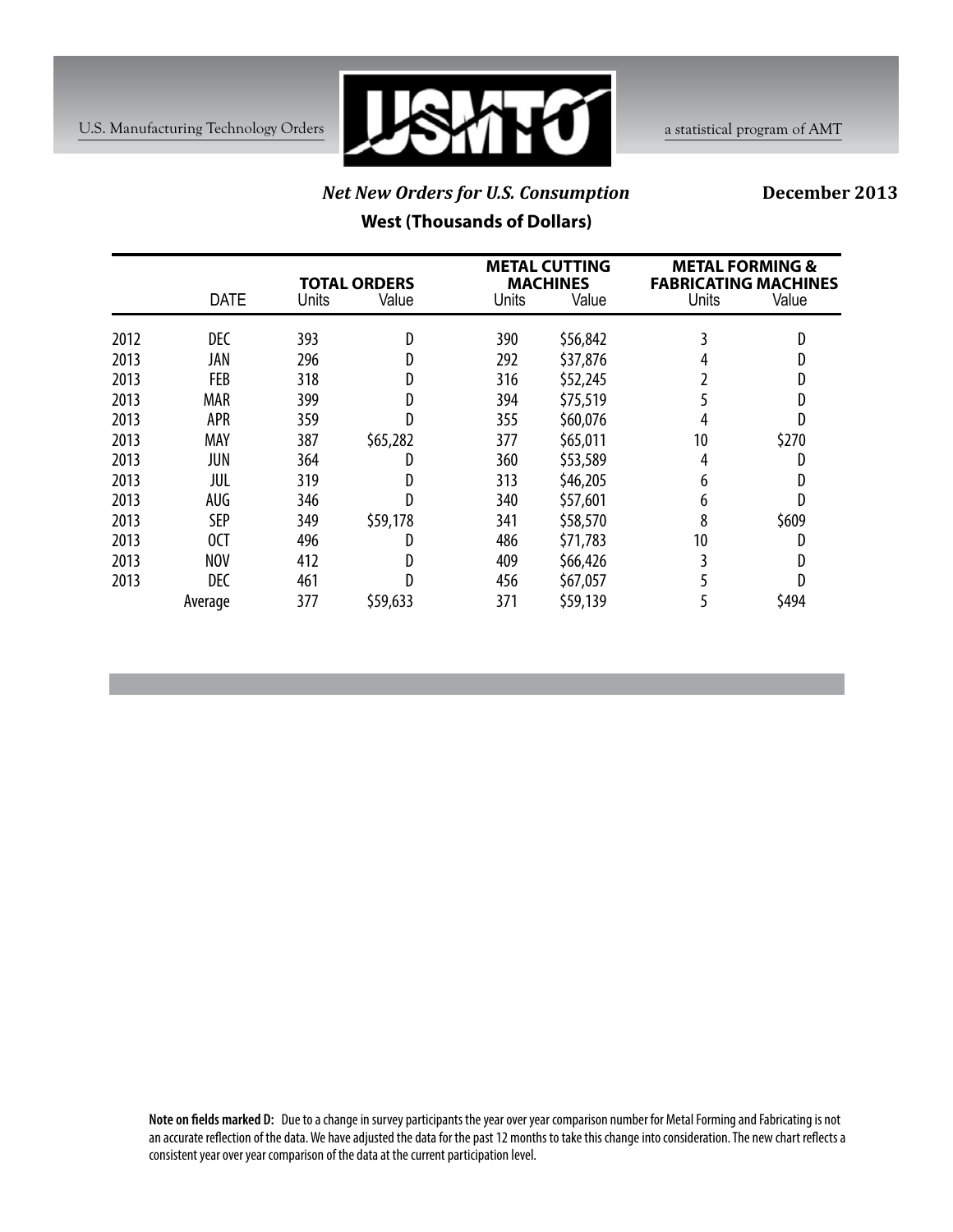U.S. Manufacturing Technology Orders

USMTO

a statistical program of AMT

***Net New Orders for U.S. Consumption*** **December 2013**

**West (Thousands of Dollars)**

| | DATE | TOTAL ORDERS Units | TOTAL ORDERS Value | METAL CUTTING MACHINES Units | METAL CUTTING MACHINES Value | METAL FORMING & FABRICATING MACHINES Units | METAL FORMING & FABRICATING MACHINES Value |
|---|---|---|---|---|---|---|---|
| 2012 | DEC | 393 | D | 390 | $56,842 | 3 | D |
| 2013 | JAN | 296 | D | 292 | $37,876 | 4 | D |
| 2013 | FEB | 318 | D | 316 | $52,245 | 2 | D |
| 2013 | MAR | 399 | D | 394 | $75,519 | 5 | D |
| 2013 | APR | 359 | D | 355 | $60,076 | 4 | D |
| 2013 | MAY | 387 | $65,282 | 377 | $65,011 | 10 | $270 |
| 2013 | JUN | 364 | D | 360 | $53,589 | 4 | D |
| 2013 | JUL | 319 | D | 313 | $46,205 | 6 | D |
| 2013 | AUG | 346 | D | 340 | $57,601 | 6 | D |
| 2013 | SEP | 349 | $59,178 | 341 | $58,570 | 8 | $609 |
| 2013 | OCT | 496 | D | 486 | $71,783 | 10 | D |
| 2013 | NOV | 412 | D | 409 | $66,426 | 3 | D |
| 2013 | DEC | 461 | D | 456 | $67,057 | 5 | D |
| | Average | 377 | $59,633 | 371 | $59,139 | 5 | $494 |

**Note on fields marked D:** Due to a change in survey participants the year over year comparison number for Metal Forming and Fabricating is not an accurate reflection of the data. We have adjusted the data for the past 12 months to take this change into consideration. The new chart reflects a consistent year over year comparison of the data at the current participation level.